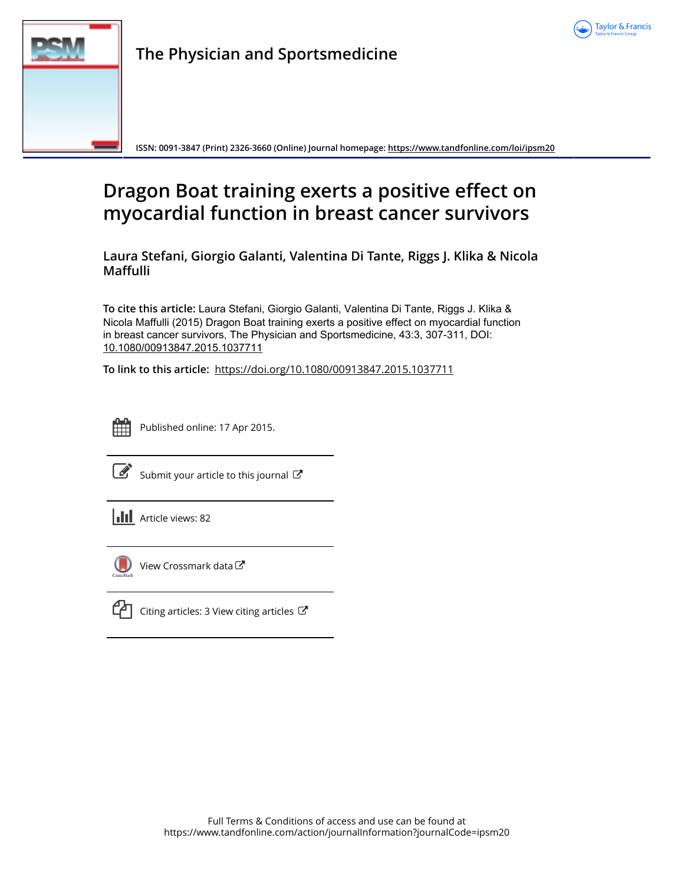The Physician and Sportsmedicine

ISSN: 0091-3847 (Print) 2326-3660 (Online) Journal homepage: https://www.tandfonline.com/loi/ipsm20

# Dragon Boat training exerts a positive effect on myocardial function in breast cancer survivors

**Laura Stefani, Giorgio Galanti, Valentina Di Tante, Riggs J. Klika & Nicola Maffulli**

**To cite this article:** Laura Stefani, Giorgio Galanti, Valentina Di Tante, Riggs J. Klika & Nicola Maffulli (2015) Dragon Boat training exerts a positive effect on myocardial function in breast cancer survivors, The Physician and Sportsmedicine, 43:3, 307-311, DOI: 10.1080/00913847.2015.1037711

**To link to this article:** https://doi.org/10.1080/00913847.2015.1037711

Published online: 17 Apr 2015.

Submit your article to this journal

Article views: 82

View Crossmark data

Citing articles: 3 View citing articles

Full Terms & Conditions of access and use can be found at https://www.tandfonline.com/action/journalInformation?journalCode=ipsm20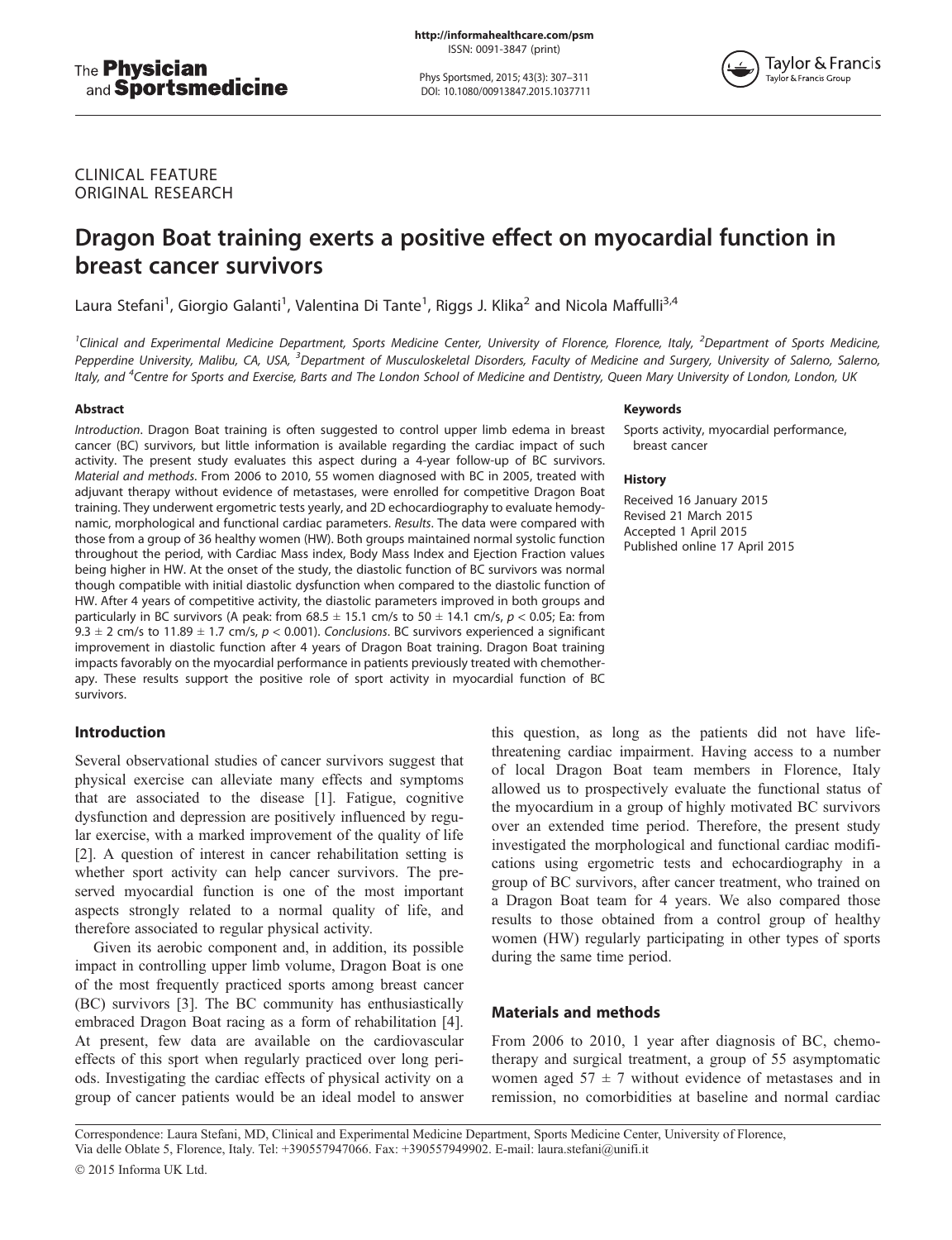CLINICAL FEATURE
ORIGINAL RESEARCH

# Dragon Boat training exerts a positive effect on myocardial function in breast cancer survivors

Laura Stefani[1], Giorgio Galanti[1], Valentina Di Tante[1], Riggs J. Klika[2] and Nicola Maffulli[3,4]

[1]Clinical and Experimental Medicine Department, Sports Medicine Center, University of Florence, Florence, Italy, [2]Department of Sports Medicine, Pepperdine University, Malibu, CA, USA, [3]Department of Musculoskeletal Disorders, Faculty of Medicine and Surgery, University of Salerno, Salerno, Italy, and [4]Centre for Sports and Exercise, Barts and The London School of Medicine and Dentistry, Queen Mary University of London, London, UK

### Abstract

*Introduction*. Dragon Boat training is often suggested to control upper limb edema in breast cancer (BC) survivors, but little information is available regarding the cardiac impact of such activity. The present study evaluates this aspect during a 4-year follow-up of BC survivors. *Material and methods*. From 2006 to 2010, 55 women diagnosed with BC in 2005, treated with adjuvant therapy without evidence of metastases, were enrolled for competitive Dragon Boat training. They underwent ergometric tests yearly, and 2D echocardiography to evaluate hemodynamic, morphological and functional cardiac parameters. *Results*. The data were compared with those from a group of 36 healthy women (HW). Both groups maintained normal systolic function throughout the period, with Cardiac Mass index, Body Mass Index and Ejection Fraction values being higher in HW. At the onset of the study, the diastolic function of BC survivors was normal though compatible with initial diastolic dysfunction when compared to the diastolic function of HW. After 4 years of competitive activity, the diastolic parameters improved in both groups and particularly in BC survivors (A peak: from 68.5 ± 15.1 cm/s to 50 ± 14.1 cm/s, $p < 0.05$; Ea: from 9.3 ± 2 cm/s to 11.89 ± 1.7 cm/s, $p < 0.001$). *Conclusions*. BC survivors experienced a significant improvement in diastolic function after 4 years of Dragon Boat training. Dragon Boat training impacts favorably on the myocardial performance in patients previously treated with chemotherapy. These results support the positive role of sport activity in myocardial function of BC survivors.

### Keywords

Sports activity, myocardial performance, breast cancer

### History

Received 16 January 2015
Revised 21 March 2015
Accepted 1 April 2015
Published online 17 April 2015

## Introduction

Several observational studies of cancer survivors suggest that physical exercise can alleviate many effects and symptoms that are associated to the disease [1]. Fatigue, cognitive dysfunction and depression are positively influenced by regular exercise, with a marked improvement of the quality of life [2]. A question of interest in cancer rehabilitation setting is whether sport activity can help cancer survivors. The preserved myocardial function is one of the most important aspects strongly related to a normal quality of life, and therefore associated to regular physical activity.

Given its aerobic component and, in addition, its possible impact in controlling upper limb volume, Dragon Boat is one of the most frequently practiced sports among breast cancer (BC) survivors [3]. The BC community has enthusiastically embraced Dragon Boat racing as a form of rehabilitation [4]. At present, few data are available on the cardiovascular effects of this sport when regularly practiced over long periods. Investigating the cardiac effects of physical activity on a group of cancer patients would be an ideal model to answer this question, as long as the patients did not have life-threatening cardiac impairment. Having access to a number of local Dragon Boat team members in Florence, Italy allowed us to prospectively evaluate the functional status of the myocardium in a group of highly motivated BC survivors over an extended time period. Therefore, the present study investigated the morphological and functional cardiac modifications using ergometric tests and echocardiography in a group of BC survivors, after cancer treatment, who trained on a Dragon Boat team for 4 years. We also compared those results to those obtained from a control group of healthy women (HW) regularly participating in other types of sports during the same time period.

## Materials and methods

From 2006 to 2010, 1 year after diagnosis of BC, chemotherapy and surgical treatment, a group of 55 asymptomatic women aged 57 ± 7 without evidence of metastases and in remission, no comorbidities at baseline and normal cardiac

Correspondence: Laura Stefani, MD, Clinical and Experimental Medicine Department, Sports Medicine Center, University of Florence, Via delle Oblate 5, Florence, Italy. Tel: +390557947066. Fax: +390557949902. E-mail: laura.stefani@unifi.it

© 2015 Informa UK Ltd.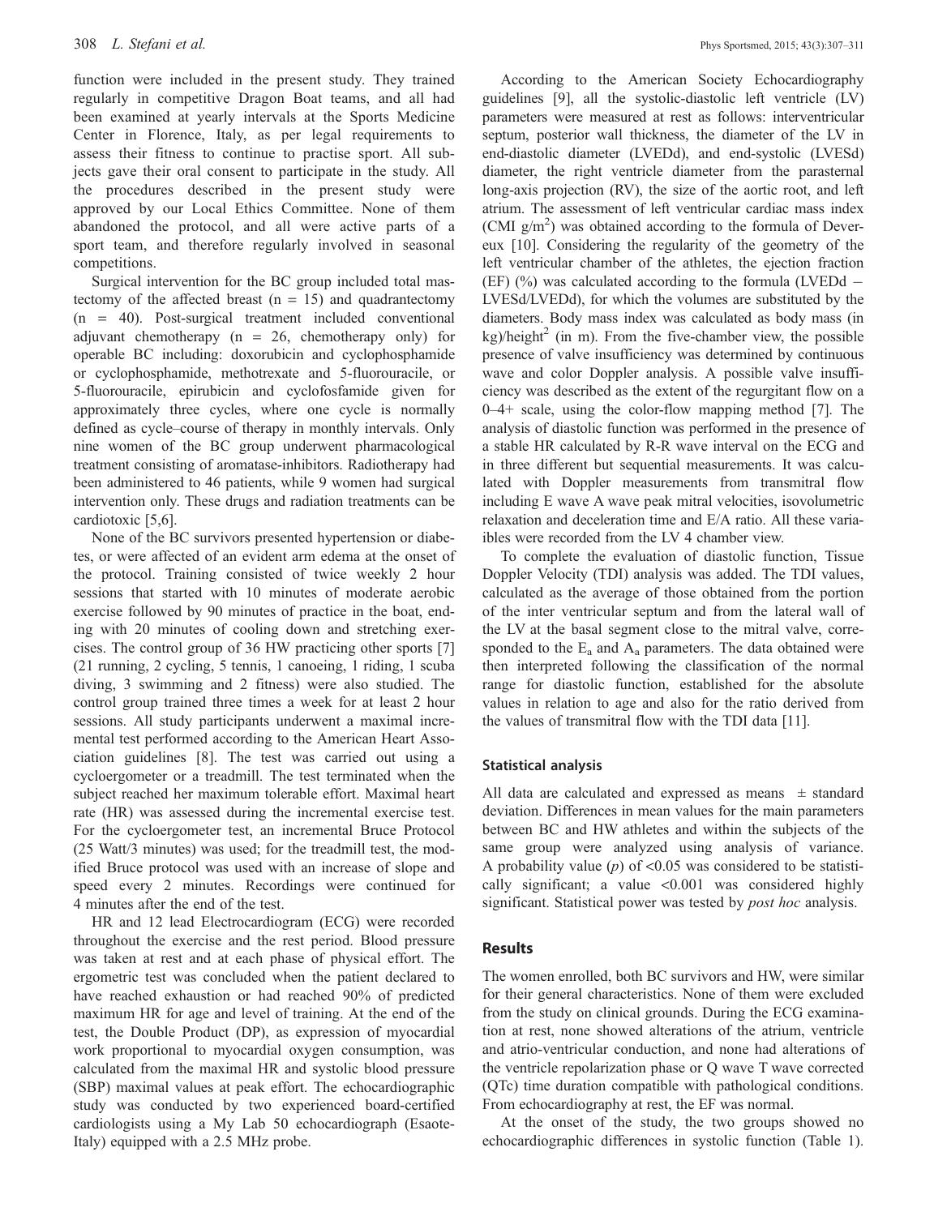function were included in the present study. They trained regularly in competitive Dragon Boat teams, and all had been examined at yearly intervals at the Sports Medicine Center in Florence, Italy, as per legal requirements to assess their fitness to continue to practise sport. All subjects gave their oral consent to participate in the study. All the procedures described in the present study were approved by our Local Ethics Committee. None of them abandoned the protocol, and all were active parts of a sport team, and therefore regularly involved in seasonal competitions.

Surgical intervention for the BC group included total mastectomy of the affected breast (n = 15) and quadrantectomy (n = 40). Post-surgical treatment included conventional adjuvant chemotherapy (n = 26, chemotherapy only) for operable BC including: doxorubicin and cyclophosphamide or cyclophosphamide, methotrexate and 5-fluorouracile, or 5-fluorouracile, epirubicin and cyclofosfamide given for approximately three cycles, where one cycle is normally defined as cycle–course of therapy in monthly intervals. Only nine women of the BC group underwent pharmacological treatment consisting of aromatase-inhibitors. Radiotherapy had been administered to 46 patients, while 9 women had surgical intervention only. These drugs and radiation treatments can be cardiotoxic [5,6].

None of the BC survivors presented hypertension or diabetes, or were affected of an evident arm edema at the onset of the protocol. Training consisted of twice weekly 2 hour sessions that started with 10 minutes of moderate aerobic exercise followed by 90 minutes of practice in the boat, ending with 20 minutes of cooling down and stretching exercises. The control group of 36 HW practicing other sports [7] (21 running, 2 cycling, 5 tennis, 1 canoeing, 1 riding, 1 scuba diving, 3 swimming and 2 fitness) were also studied. The control group trained three times a week for at least 2 hour sessions. All study participants underwent a maximal incremental test performed according to the American Heart Association guidelines [8]. The test was carried out using a cycloergometer or a treadmill. The test terminated when the subject reached her maximum tolerable effort. Maximal heart rate (HR) was assessed during the incremental exercise test. For the cycloergometer test, an incremental Bruce Protocol (25 Watt/3 minutes) was used; for the treadmill test, the modified Bruce protocol was used with an increase of slope and speed every 2 minutes. Recordings were continued for 4 minutes after the end of the test.

HR and 12 lead Electrocardiogram (ECG) were recorded throughout the exercise and the rest period. Blood pressure was taken at rest and at each phase of physical effort. The ergometric test was concluded when the patient declared to have reached exhaustion or had reached 90% of predicted maximum HR for age and level of training. At the end of the test, the Double Product (DP), as expression of myocardial work proportional to myocardial oxygen consumption, was calculated from the maximal HR and systolic blood pressure (SBP) maximal values at peak effort. The echocardiographic study was conducted by two experienced board-certified cardiologists using a My Lab 50 echocardiograph (Esaote-Italy) equipped with a 2.5 MHz probe.

According to the American Society Echocardiography guidelines [9], all the systolic-diastolic left ventricle (LV) parameters were measured at rest as follows: interventricular septum, posterior wall thickness, the diameter of the LV in end-diastolic diameter (LVEDd), and end-systolic (LVESd) diameter, the right ventricle diameter from the parasternal long-axis projection (RV), the size of the aortic root, and left atrium. The assessment of left ventricular cardiac mass index (CMI g/m$^2$) was obtained according to the formula of Devereux [10]. Considering the regularity of the geometry of the left ventricular chamber of the athletes, the ejection fraction (EF) (%) was calculated according to the formula (LVEDd − LVESd/LVEDd), for which the volumes are substituted by the diameters. Body mass index was calculated as body mass (in kg)/height$^2$ (in m). From the five-chamber view, the possible presence of valve insufficiency was determined by continuous wave and color Doppler analysis. A possible valve insufficiency was described as the extent of the regurgitant flow on a 0–4+ scale, using the color-flow mapping method [7]. The analysis of diastolic function was performed in the presence of a stable HR calculated by R-R wave interval on the ECG and in three different but sequential measurements. It was calculated with Doppler measurements from transmitral flow including E wave A wave peak mitral velocities, isovolumetric relaxation and deceleration time and E/A ratio. All these variables were recorded from the LV 4 chamber view.

To complete the evaluation of diastolic function, Tissue Doppler Velocity (TDI) analysis was added. The TDI values, calculated as the average of those obtained from the portion of the inter ventricular septum and from the lateral wall of the LV at the basal segment close to the mitral valve, corresponded to the $E_a$ and $A_a$ parameters. The data obtained were then interpreted following the classification of the normal range for diastolic function, established for the absolute values in relation to age and also for the ratio derived from the values of transmitral flow with the TDI data [11].

### Statistical analysis

All data are calculated and expressed as means ± standard deviation. Differences in mean values for the main parameters between BC and HW athletes and within the subjects of the same group were analyzed using analysis of variance. A probability value ($p$) of $<0.05$ was considered to be statistically significant; a value $<0.001$ was considered highly significant. Statistical power was tested by *post hoc* analysis.

## Results

The women enrolled, both BC survivors and HW, were similar for their general characteristics. None of them were excluded from the study on clinical grounds. During the ECG examination at rest, none showed alterations of the atrium, ventricle and atrio-ventricular conduction, and none had alterations of the ventricle repolarization phase or Q wave T wave corrected (QTc) time duration compatible with pathological conditions. From echocardiography at rest, the EF was normal.

At the onset of the study, the two groups showed no echocardiographic differences in systolic function (Table 1).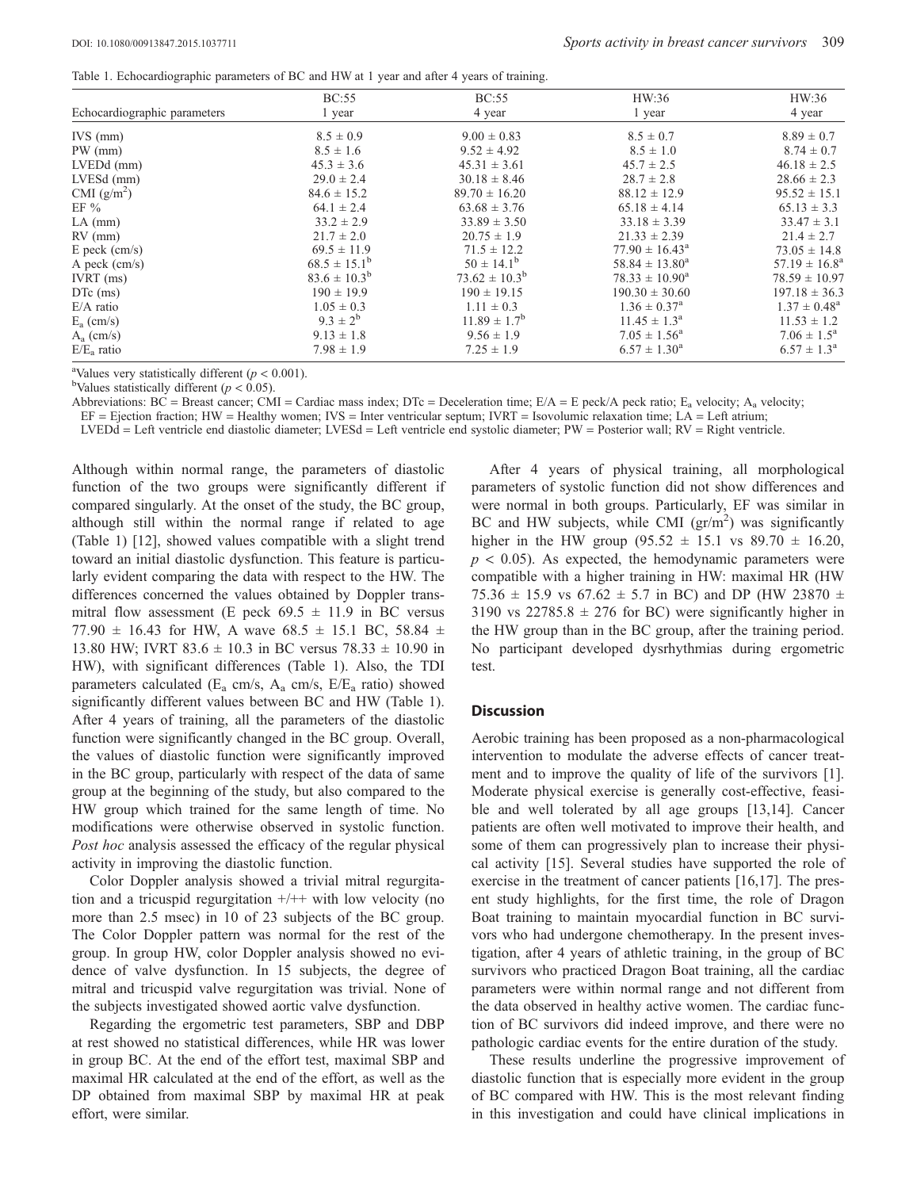Table 1. Echocardiographic parameters of BC and HW at 1 year and after 4 years of training.

| Echocardiographic parameters | BC:55 1 year | BC:55 4 year | HW:36 1 year | HW:36 4 year |
|---|---|---|---|---|
| IVS (mm) | 8.5 ± 0.9 | 9.00 ± 0.83 | 8.5 ± 0.7 | 8.89 ± 0.7 |
| PW (mm) | 8.5 ± 1.6 | 9.52 ± 4.92 | 8.5 ± 1.0 | 8.74 ± 0.7 |
| LVEDd (mm) | 45.3 ± 3.6 | 45.31 ± 3.61 | 45.7 ± 2.5 | 46.18 ± 2.5 |
| LVESd (mm) | 29.0 ± 2.4 | 30.18 ± 8.46 | 28.7 ± 2.8 | 28.66 ± 2.3 |
| CMI ($g/m^2$) | 84.6 ± 15.2 | 89.70 ± 16.20 | 88.12 ± 12.9 | 95.52 ± 15.1 |
| EF % | 64.1 ± 2.4 | 63.68 ± 3.76 | 65.18 ± 4.14 | 65.13 ± 3.3 |
| LA (mm) | 33.2 ± 2.9 | 33.89 ± 3.50 | 33.18 ± 3.39 | 33.47 ± 3.1 |
| RV (mm) | 21.7 ± 2.0 | 20.75 ± 1.9 | 21.33 ± 2.39 | 21.4 ± 2.7 |
| E peck (cm/s) | 69.5 ± 11.9 | 71.5 ± 12.2 | 77.90 ± 16.43[a] | 73.05 ± 14.8 |
| A peck (cm/s) | 68.5 ± 15.1[b] | 50 ± 14.1[b] | 58.84 ± 13.80[a] | 57.19 ± 16.8[a] |
| IVRT (ms) | 83.6 ± 10.3[b] | 73.62 ± 10.3[b] | 78.33 ± 10.90[a] | 78.59 ± 10.97 |
| DTc (ms) | 190 ± 19.9 | 190 ± 19.15 | 190.30 ± 30.60 | 197.18 ± 36.3 |
| E/A ratio | 1.05 ± 0.3 | 1.11 ± 0.3 | 1.36 ± 0.37[a] | 1.37 ± 0.48[a] |
| $E_a$ (cm/s) | 9.3 ± 2[b] | 11.89 ± 1.7[b] | 11.45 ± 1.3[a] | 11.53 ± 1.2 |
| $A_a$ (cm/s) | 9.13 ± 1.8 | 9.56 ± 1.9 | 7.05 ± 1.56[a] | 7.06 ± 1.5[a] |
| $E/E_a$ ratio | 7.98 ± 1.9 | 7.25 ± 1.9 | 6.57 ± 1.30[a] | 6.57 ± 1.3[a] |

[a]Values very statistically different ($p < 0.001$).
[b]Values statistically different ($p < 0.05$).
Abbreviations: BC = Breast cancer; CMI = Cardiac mass index; DTc = Deceleration time; E/A = E peck/A peck ratio; $E_a$ velocity; $A_a$ velocity; EF = Ejection fraction; HW = Healthy women; IVS = Inter ventricular septum; IVRT = Isovolumic relaxation time; LA = Left atrium; LVEDd = Left ventricle end diastolic diameter; LVESd = Left ventricle end systolic diameter; PW = Posterior wall; RV = Right ventricle.

Although within normal range, the parameters of diastolic function of the two groups were significantly different if compared singularly. At the onset of the study, the BC group, although still within the normal range if related to age (Table 1) [12], showed values compatible with a slight trend toward an initial diastolic dysfunction. This feature is particularly evident comparing the data with respect to the HW. The differences concerned the values obtained by Doppler transmitral flow assessment (E peck 69.5 ± 11.9 in BC versus 77.90 ± 16.43 for HW, A wave 68.5 ± 15.1 BC, 58.84 ± 13.80 HW; IVRT 83.6 ± 10.3 in BC versus 78.33 ± 10.90 in HW), with significant differences (Table 1). Also, the TDI parameters calculated ($E_a$ cm/s, $A_a$ cm/s, $E/E_a$ ratio) showed significantly different values between BC and HW (Table 1). After 4 years of training, all the parameters of the diastolic function were significantly changed in the BC group. Overall, the values of diastolic function were significantly improved in the BC group, particularly with respect of the data of same group at the beginning of the study, but also compared to the HW group which trained for the same length of time. No modifications were otherwise observed in systolic function. *Post hoc* analysis assessed the efficacy of the regular physical activity in improving the diastolic function.

Color Doppler analysis showed a trivial mitral regurgitation and a tricuspid regurgitation +/++ with low velocity (no more than 2.5 msec) in 10 of 23 subjects of the BC group. The Color Doppler pattern was normal for the rest of the group. In group HW, color Doppler analysis showed no evidence of valve dysfunction. In 15 subjects, the degree of mitral and tricuspid valve regurgitation was trivial. None of the subjects investigated showed aortic valve dysfunction.

Regarding the ergometric test parameters, SBP and DBP at rest showed no statistical differences, while HR was lower in group BC. At the end of the effort test, maximal SBP and maximal HR calculated at the end of the effort, as well as the DP obtained from maximal SBP by maximal HR at peak effort, were similar.

After 4 years of physical training, all morphological parameters of systolic function did not show differences and were normal in both groups. Particularly, EF was similar in BC and HW subjects, while CMI ($gr/m^2$) was significantly higher in the HW group (95.52 ± 15.1 vs 89.70 ± 16.20, $p < 0.05$). As expected, the hemodynamic parameters were compatible with a higher training in HW: maximal HR (HW 75.36 ± 15.9 vs 67.62 ± 5.7 in BC) and DP (HW 23870 ± 3190 vs 22785.8 ± 276 for BC) were significantly higher in the HW group than in the BC group, after the training period. No participant developed dysrhythmias during ergometric test.

## Discussion

Aerobic training has been proposed as a non-pharmacological intervention to modulate the adverse effects of cancer treatment and to improve the quality of life of the survivors [1]. Moderate physical exercise is generally cost-effective, feasible and well tolerated by all age groups [13,14]. Cancer patients are often well motivated to improve their health, and some of them can progressively plan to increase their physical activity [15]. Several studies have supported the role of exercise in the treatment of cancer patients [16,17]. The present study highlights, for the first time, the role of Dragon Boat training to maintain myocardial function in BC survivors who had undergone chemotherapy. In the present investigation, after 4 years of athletic training, in the group of BC survivors who practiced Dragon Boat training, all the cardiac parameters were within normal range and not different from the data observed in healthy active women. The cardiac function of BC survivors did indeed improve, and there were no pathologic cardiac events for the entire duration of the study.

These results underline the progressive improvement of diastolic function that is especially more evident in the group of BC compared with HW. This is the most relevant finding in this investigation and could have clinical implications in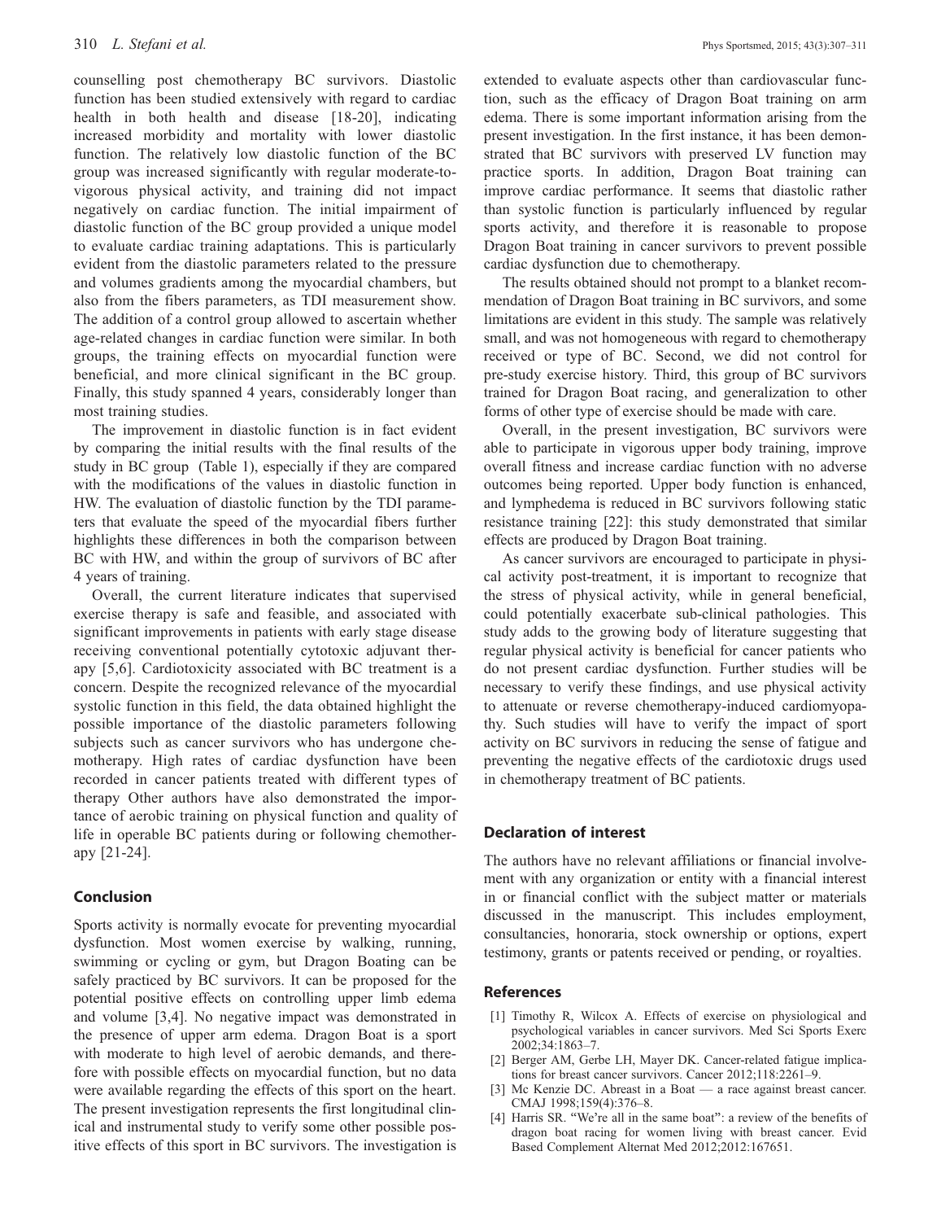counselling post chemotherapy BC survivors. Diastolic function has been studied extensively with regard to cardiac health in both health and disease [18-20], indicating increased morbidity and mortality with lower diastolic function. The relatively low diastolic function of the BC group was increased significantly with regular moderate-to-vigorous physical activity, and training did not impact negatively on cardiac function. The initial impairment of diastolic function of the BC group provided a unique model to evaluate cardiac training adaptations. This is particularly evident from the diastolic parameters related to the pressure and volumes gradients among the myocardial chambers, but also from the fibers parameters, as TDI measurement show. The addition of a control group allowed to ascertain whether age-related changes in cardiac function were similar. In both groups, the training effects on myocardial function were beneficial, and more clinical significant in the BC group. Finally, this study spanned 4 years, considerably longer than most training studies.

The improvement in diastolic function is in fact evident by comparing the initial results with the final results of the study in BC group (Table 1), especially if they are compared with the modifications of the values in diastolic function in HW. The evaluation of diastolic function by the TDI parameters that evaluate the speed of the myocardial fibers further highlights these differences in both the comparison between BC with HW, and within the group of survivors of BC after 4 years of training.

Overall, the current literature indicates that supervised exercise therapy is safe and feasible, and associated with significant improvements in patients with early stage disease receiving conventional potentially cytotoxic adjuvant therapy [5,6]. Cardiotoxicity associated with BC treatment is a concern. Despite the recognized relevance of the myocardial systolic function in this field, the data obtained highlight the possible importance of the diastolic parameters following subjects such as cancer survivors who has undergone chemotherapy. High rates of cardiac dysfunction have been recorded in cancer patients treated with different types of therapy Other authors have also demonstrated the importance of aerobic training on physical function and quality of life in operable BC patients during or following chemotherapy [21-24].

## Conclusion

Sports activity is normally evocate for preventing myocardial dysfunction. Most women exercise by walking, running, swimming or cycling or gym, but Dragon Boating can be safely practiced by BC survivors. It can be proposed for the potential positive effects on controlling upper limb edema and volume [3,4]. No negative impact was demonstrated in the presence of upper arm edema. Dragon Boat is a sport with moderate to high level of aerobic demands, and therefore with possible effects on myocardial function, but no data were available regarding the effects of this sport on the heart. The present investigation represents the first longitudinal clinical and instrumental study to verify some other possible positive effects of this sport in BC survivors. The investigation is extended to evaluate aspects other than cardiovascular function, such as the efficacy of Dragon Boat training on arm edema. There is some important information arising from the present investigation. In the first instance, it has been demonstrated that BC survivors with preserved LV function may practice sports. In addition, Dragon Boat training can improve cardiac performance. It seems that diastolic rather than systolic function is particularly influenced by regular sports activity, and therefore it is reasonable to propose Dragon Boat training in cancer survivors to prevent possible cardiac dysfunction due to chemotherapy.

The results obtained should not prompt to a blanket recommendation of Dragon Boat training in BC survivors, and some limitations are evident in this study. The sample was relatively small, and was not homogeneous with regard to chemotherapy received or type of BC. Second, we did not control for pre-study exercise history. Third, this group of BC survivors trained for Dragon Boat racing, and generalization to other forms of other type of exercise should be made with care.

Overall, in the present investigation, BC survivors were able to participate in vigorous upper body training, improve overall fitness and increase cardiac function with no adverse outcomes being reported. Upper body function is enhanced, and lymphedema is reduced in BC survivors following static resistance training [22]: this study demonstrated that similar effects are produced by Dragon Boat training.

As cancer survivors are encouraged to participate in physical activity post-treatment, it is important to recognize that the stress of physical activity, while in general beneficial, could potentially exacerbate sub-clinical pathologies. This study adds to the growing body of literature suggesting that regular physical activity is beneficial for cancer patients who do not present cardiac dysfunction. Further studies will be necessary to verify these findings, and use physical activity to attenuate or reverse chemotherapy-induced cardiomyopathy. Such studies will have to verify the impact of sport activity on BC survivors in reducing the sense of fatigue and preventing the negative effects of the cardiotoxic drugs used in chemotherapy treatment of BC patients.

## Declaration of interest

The authors have no relevant affiliations or financial involvement with any organization or entity with a financial interest in or financial conflict with the subject matter or materials discussed in the manuscript. This includes employment, consultancies, honoraria, stock ownership or options, expert testimony, grants or patents received or pending, or royalties.

## References

[1] Timothy R, Wilcox A. Effects of exercise on physiological and psychological variables in cancer survivors. Med Sci Sports Exerc 2002;34:1863–7.

[2] Berger AM, Gerbe LH, Mayer DK. Cancer-related fatigue implications for breast cancer survivors. Cancer 2012;118:2261–9.

[3] Mc Kenzie DC. Abreast in a Boat — a race against breast cancer. CMAJ 1998;159(4):376–8.

[4] Harris SR. "We're all in the same boat": a review of the benefits of dragon boat racing for women living with breast cancer. Evid Based Complement Alternat Med 2012;2012:167651.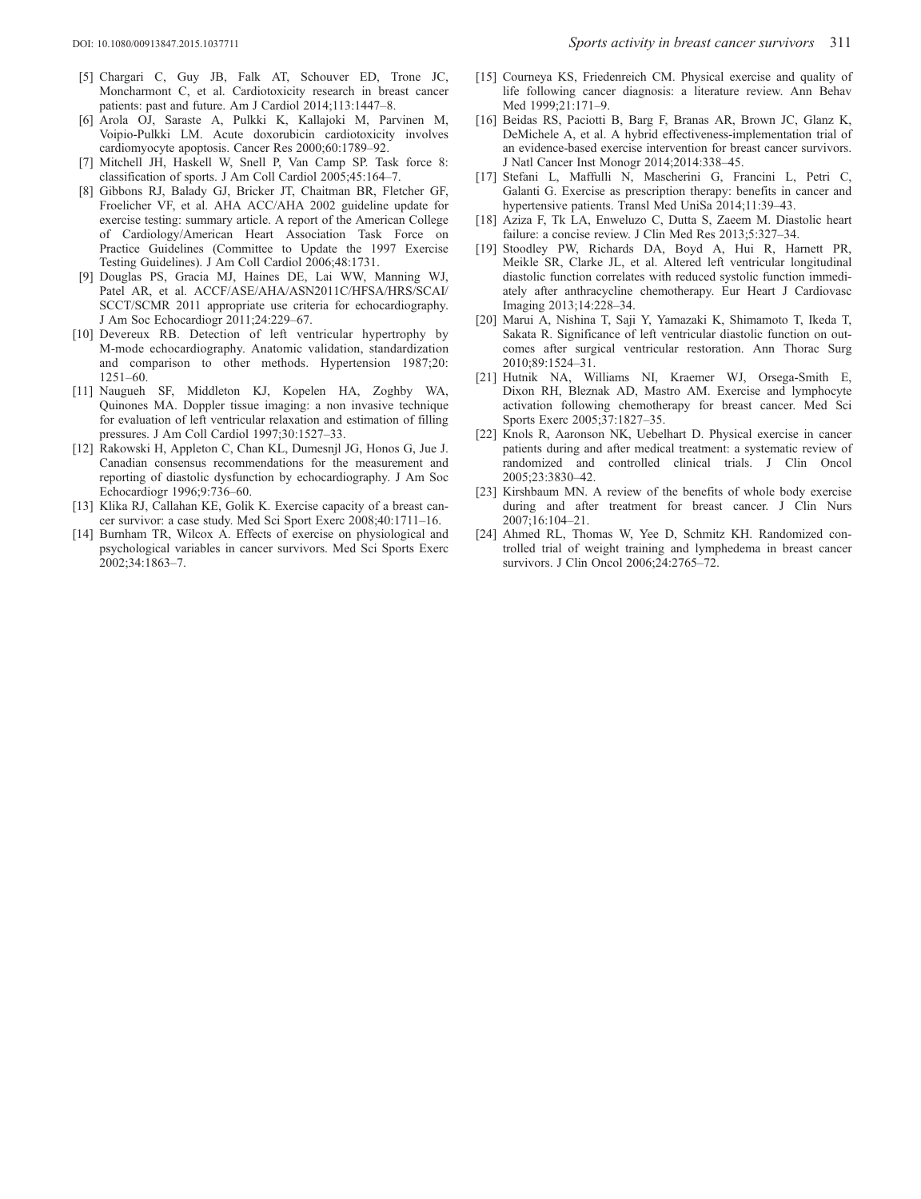[5] Chargari C, Guy JB, Falk AT, Schouver ED, Trone JC, Moncharmont C, et al. Cardiotoxicity research in breast cancer patients: past and future. Am J Cardiol 2014;113:1447–8.

[6] Arola OJ, Saraste A, Pulkki K, Kallajoki M, Parvinen M, Voipio-Pulkki LM. Acute doxorubicin cardiotoxicity involves cardiomyocyte apoptosis. Cancer Res 2000;60:1789–92.

[7] Mitchell JH, Haskell W, Snell P, Van Camp SP. Task force 8: classification of sports. J Am Coll Cardiol 2005;45:164–7.

[8] Gibbons RJ, Balady GJ, Bricker JT, Chaitman BR, Fletcher GF, Froelicher VF, et al. AHA ACC/AHA 2002 guideline update for exercise testing: summary article. A report of the American College of Cardiology/American Heart Association Task Force on Practice Guidelines (Committee to Update the 1997 Exercise Testing Guidelines). J Am Coll Cardiol 2006;48:1731.

[9] Douglas PS, Gracia MJ, Haines DE, Lai WW, Manning WJ, Patel AR, et al. ACCF/ASE/AHA/ASN2011C/HFSA/HRS/SCAI/SCCT/SCMR 2011 appropriate use criteria for echocardiography. J Am Soc Echocardiogr 2011;24:229–67.

[10] Devereux RB. Detection of left ventricular hypertrophy by M-mode echocardiography. Anatomic validation, standardization and comparison to other methods. Hypertension 1987;20: 1251–60.

[11] Naugueh SF, Middleton KJ, Kopelen HA, Zoghby WA, Quinones MA. Doppler tissue imaging: a non invasive technique for evaluation of left ventricular relaxation and estimation of filling pressures. J Am Coll Cardiol 1997;30:1527–33.

[12] Rakowski H, Appleton C, Chan KL, Dumesnjl JG, Honos G, Jue J. Canadian consensus recommendations for the measurement and reporting of diastolic dysfunction by echocardiography. J Am Soc Echocardiogr 1996;9:736–60.

[13] Klika RJ, Callahan KE, Golik K. Exercise capacity of a breast cancer survivor: a case study. Med Sci Sport Exerc 2008;40:1711–16.

[14] Burnham TR, Wilcox A. Effects of exercise on physiological and psychological variables in cancer survivors. Med Sci Sports Exerc 2002;34:1863–7.

[15] Courneya KS, Friedenreich CM. Physical exercise and quality of life following cancer diagnosis: a literature review. Ann Behav Med 1999;21:171–9.

[16] Beidas RS, Paciotti B, Barg F, Branas AR, Brown JC, Glanz K, DeMichele A, et al. A hybrid effectiveness-implementation trial of an evidence-based exercise intervention for breast cancer survivors. J Natl Cancer Inst Monogr 2014;2014:338–45.

[17] Stefani L, Maffulli N, Mascherini G, Francini L, Petri C, Galanti G. Exercise as prescription therapy: benefits in cancer and hypertensive patients. Transl Med UniSa 2014;11:39–43.

[18] Aziza F, Tk LA, Enweluzo C, Dutta S, Zaeem M. Diastolic heart failure: a concise review. J Clin Med Res 2013;5:327–34.

[19] Stoodley PW, Richards DA, Boyd A, Hui R, Harnett PR, Meikle SR, Clarke JL, et al. Altered left ventricular longitudinal diastolic function correlates with reduced systolic function immediately after anthracycline chemotherapy. Eur Heart J Cardiovasc Imaging 2013;14:228–34.

[20] Marui A, Nishina T, Saji Y, Yamazaki K, Shimamoto T, Ikeda T, Sakata R. Significance of left ventricular diastolic function on outcomes after surgical ventricular restoration. Ann Thorac Surg 2010;89:1524–31.

[21] Hutnik NA, Williams NI, Kraemer WJ, Orsega-Smith E, Dixon RH, Bleznak AD, Mastro AM. Exercise and lymphocyte activation following chemotherapy for breast cancer. Med Sci Sports Exerc 2005;37:1827–35.

[22] Knols R, Aaronson NK, Uebelhart D. Physical exercise in cancer patients during and after medical treatment: a systematic review of randomized and controlled clinical trials. J Clin Oncol 2005;23:3830–42.

[23] Kirshbaum MN. A review of the benefits of whole body exercise during and after treatment for breast cancer. J Clin Nurs 2007;16:104–21.

[24] Ahmed RL, Thomas W, Yee D, Schmitz KH. Randomized controlled trial of weight training and lymphedema in breast cancer survivors. J Clin Oncol 2006;24:2765–72.